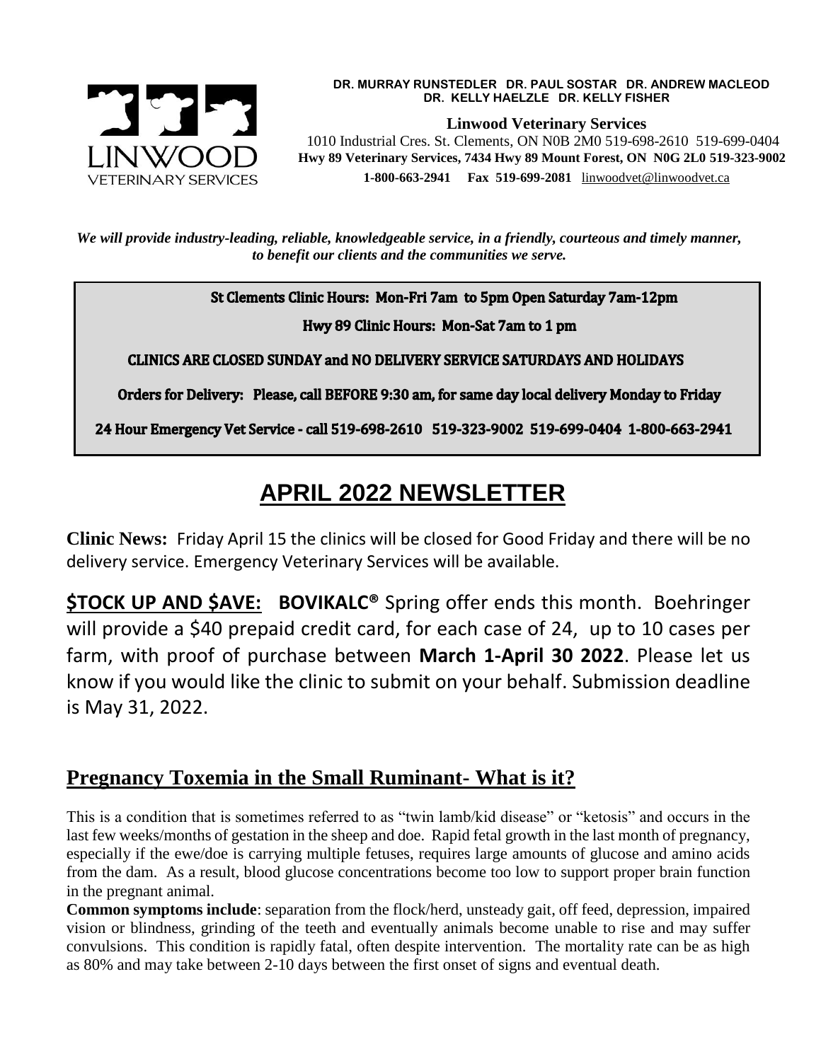**DR. MURRAY RUNSTEDLER DR. PAUL SOSTAR DR. ANDREW MACLEOD**
**DR. KELLY HAELZLE DR. KELLY FISHER**

**Linwood Veterinary Services**
1010 Industrial Cres. St. Clements, ON N0B 2M0 519-698-2610 519-699-0404
**Hwy 89 Veterinary Services, 7434 Hwy 89 Mount Forest, ON N0G 2L0 519-323-9002**
**1-800-663-2941 Fax 519-699-2081** linwoodvet@linwoodvet.ca

*We will provide industry-leading, reliable, knowledgeable service, in a friendly, courteous and timely manner, to benefit our clients and the communities we serve.*

**St Clements Clinic Hours: Mon-Fri 7am to 5pm Open Saturday 7am-12pm**

**Hwy 89 Clinic Hours: Mon-Sat 7am to 1 pm**

**CLINICS ARE CLOSED SUNDAY and NO DELIVERY SERVICE SATURDAYS AND HOLIDAYS**

**Orders for Delivery: Please, call BEFORE 9:30 am, for same day local delivery Monday to Friday**

**24 Hour Emergency Vet Service - call 519-698-2610 519-323-9002 519-699-0404 1-800-663-2941**

# APRIL 2022 NEWSLETTER

**Clinic News:** Friday April 15 the clinics will be closed for Good Friday and there will be no delivery service. Emergency Veterinary Services will be available.

**$TOCK UP AND $AVE: BOVIKALC®** Spring offer ends this month. Boehringer will provide a $40 prepaid credit card, for each case of 24, up to 10 cases per farm, with proof of purchase between **March 1-April 30 2022**. Please let us know if you would like the clinic to submit on your behalf. Submission deadline is May 31, 2022.

## Pregnancy Toxemia in the Small Ruminant- What is it?

This is a condition that is sometimes referred to as "twin lamb/kid disease" or "ketosis" and occurs in the last few weeks/months of gestation in the sheep and doe. Rapid fetal growth in the last month of pregnancy, especially if the ewe/doe is carrying multiple fetuses, requires large amounts of glucose and amino acids from the dam. As a result, blood glucose concentrations become too low to support proper brain function in the pregnant animal.

**Common symptoms include**: separation from the flock/herd, unsteady gait, off feed, depression, impaired vision or blindness, grinding of the teeth and eventually animals become unable to rise and may suffer convulsions. This condition is rapidly fatal, often despite intervention. The mortality rate can be as high as 80% and may take between 2-10 days between the first onset of signs and eventual death.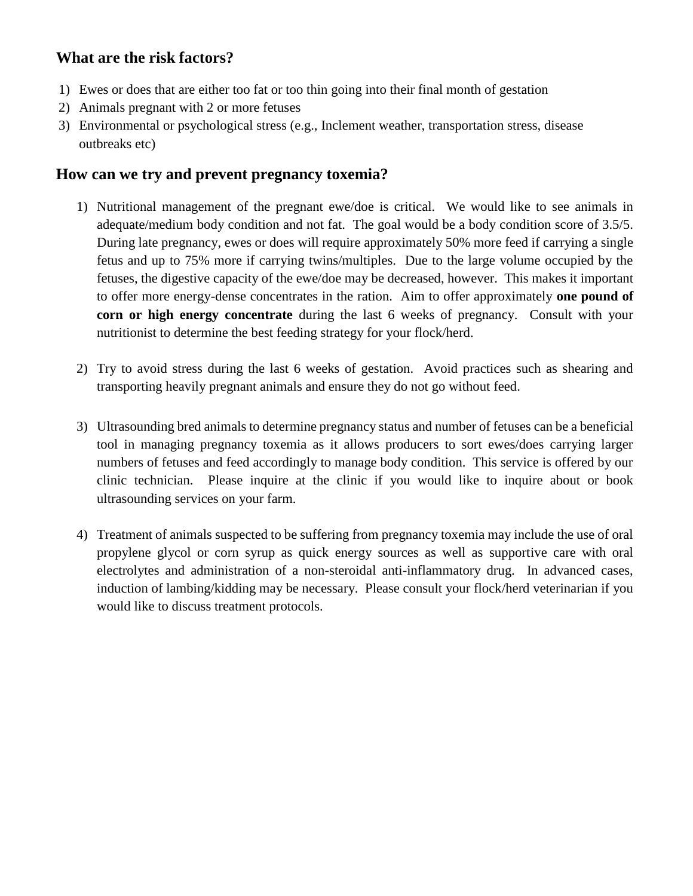## What are the risk factors?

1) Ewes or does that are either too fat or too thin going into their final month of gestation
2) Animals pregnant with 2 or more fetuses
3) Environmental or psychological stress (e.g., Inclement weather, transportation stress, disease outbreaks etc)

## How can we try and prevent pregnancy toxemia?

1) Nutritional management of the pregnant ewe/doe is critical. We would like to see animals in adequate/medium body condition and not fat. The goal would be a body condition score of 3.5/5. During late pregnancy, ewes or does will require approximately 50% more feed if carrying a single fetus and up to 75% more if carrying twins/multiples. Due to the large volume occupied by the fetuses, the digestive capacity of the ewe/doe may be decreased, however. This makes it important to offer more energy-dense concentrates in the ration. Aim to offer approximately **one pound of corn or high energy concentrate** during the last 6 weeks of pregnancy. Consult with your nutritionist to determine the best feeding strategy for your flock/herd.

2) Try to avoid stress during the last 6 weeks of gestation. Avoid practices such as shearing and transporting heavily pregnant animals and ensure they do not go without feed.

3) Ultrasounding bred animals to determine pregnancy status and number of fetuses can be a beneficial tool in managing pregnancy toxemia as it allows producers to sort ewes/does carrying larger numbers of fetuses and feed accordingly to manage body condition. This service is offered by our clinic technician. Please inquire at the clinic if you would like to inquire about or book ultrasounding services on your farm.

4) Treatment of animals suspected to be suffering from pregnancy toxemia may include the use of oral propylene glycol or corn syrup as quick energy sources as well as supportive care with oral electrolytes and administration of a non-steroidal anti-inflammatory drug. In advanced cases, induction of lambing/kidding may be necessary. Please consult your flock/herd veterinarian if you would like to discuss treatment protocols.